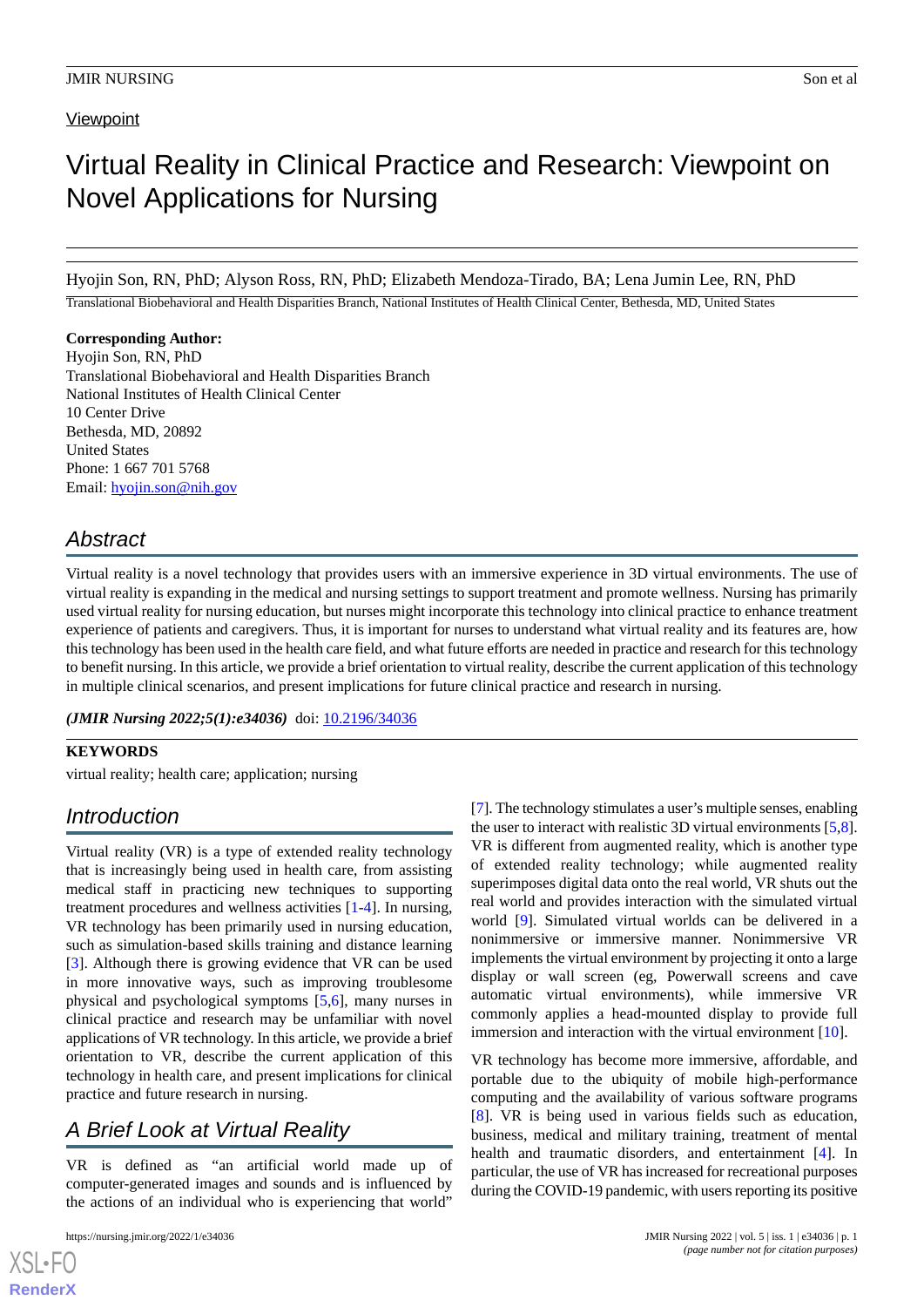Viewpoint

# Virtual Reality in Clinical Practice and Research: Viewpoint on Novel Applications for Nursing

Hyojin Son, RN, PhD; Alyson Ross, RN, PhD; Elizabeth Mendoza-Tirado, BA; Lena Jumin Lee, RN, PhD

Translational Biobehavioral and Health Disparities Branch, National Institutes of Health Clinical Center, Bethesda, MD, United States

**Corresponding Author:**
Hyojin Son, RN, PhD
Translational Biobehavioral and Health Disparities Branch
National Institutes of Health Clinical Center
10 Center Drive
Bethesda, MD, 20892
United States
Phone: 1 667 701 5768
Email: hyojin.son@nih.gov

## Abstract

Virtual reality is a novel technology that provides users with an immersive experience in 3D virtual environments. The use of virtual reality is expanding in the medical and nursing settings to support treatment and promote wellness. Nursing has primarily used virtual reality for nursing education, but nurses might incorporate this technology into clinical practice to enhance treatment experience of patients and caregivers. Thus, it is important for nurses to understand what virtual reality and its features are, how this technology has been used in the health care field, and what future efforts are needed in practice and research for this technology to benefit nursing. In this article, we provide a brief orientation to virtual reality, describe the current application of this technology in multiple clinical scenarios, and present implications for future clinical practice and research in nursing.

***(JMIR Nursing 2022;5(1):e34036)*** doi: 10.2196/34036

**KEYWORDS**

virtual reality; health care; application; nursing

## Introduction

Virtual reality (VR) is a type of extended reality technology that is increasingly being used in health care, from assisting medical staff in practicing new techniques to supporting treatment procedures and wellness activities [1-4]. In nursing, VR technology has been primarily used in nursing education, such as simulation-based skills training and distance learning [3]. Although there is growing evidence that VR can be used in more innovative ways, such as improving troublesome physical and psychological symptoms [5,6], many nurses in clinical practice and research may be unfamiliar with novel applications of VR technology. In this article, we provide a brief orientation to VR, describe the current application of this technology in health care, and present implications for clinical practice and future research in nursing.

## A Brief Look at Virtual Reality

VR is defined as "an artificial world made up of computer-generated images and sounds and is influenced by the actions of an individual who is experiencing that world" [7]. The technology stimulates a user's multiple senses, enabling the user to interact with realistic 3D virtual environments [5,8]. VR is different from augmented reality, which is another type of extended reality technology; while augmented reality superimposes digital data onto the real world, VR shuts out the real world and provides interaction with the simulated virtual world [9]. Simulated virtual worlds can be delivered in a nonimmersive or immersive manner. Nonimmersive VR implements the virtual environment by projecting it onto a large display or wall screen (eg, Powerwall screens and cave automatic virtual environments), while immersive VR commonly applies a head-mounted display to provide full immersion and interaction with the virtual environment [10].

VR technology has become more immersive, affordable, and portable due to the ubiquity of mobile high-performance computing and the availability of various software programs [8]. VR is being used in various fields such as education, business, medical and military training, treatment of mental health and traumatic disorders, and entertainment [4]. In particular, the use of VR has increased for recreational purposes during the COVID-19 pandemic, with users reporting its positive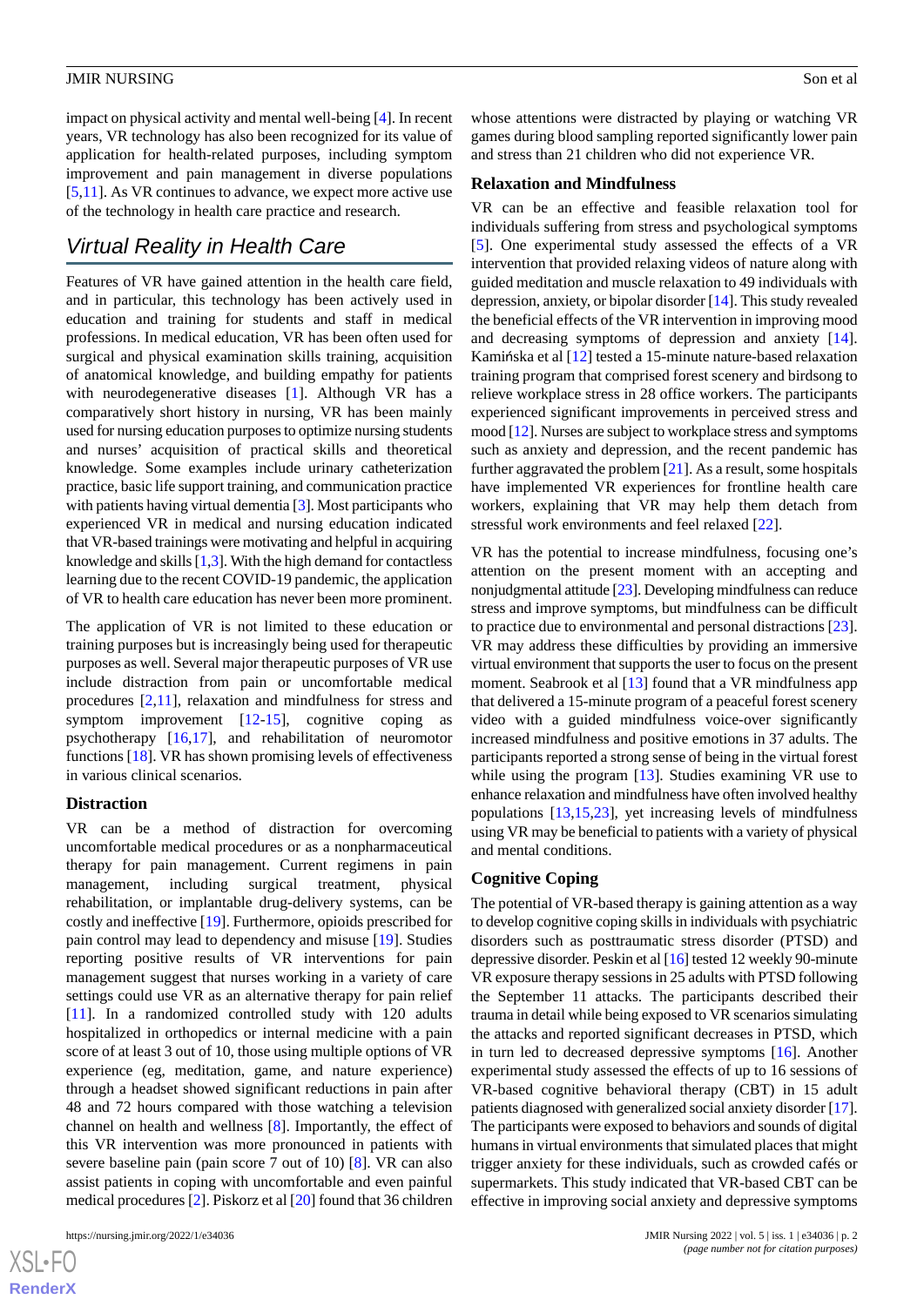impact on physical activity and mental well-being [4]. In recent years, VR technology has also been recognized for its value of application for health-related purposes, including symptom improvement and pain management in diverse populations [5,11]. As VR continues to advance, we expect more use of the technology in health care practice and research.

## Virtual Reality in Health Care

Features of VR have gained attention in the health care field, and in particular, this technology has been actively used in education and training for students and staff in medical professions. In medical education, VR has been often used for surgical and physical examination skills training, acquisition of anatomical knowledge, and building empathy for patients with neurodegenerative diseases [1]. Although VR has a comparatively short history in nursing, VR has been mainly used for nursing education purposes to optimize nursing students and nurses' acquisition of practical skills and theoretical knowledge. Some examples include urinary catheterization practice, basic life support training, and communication practice with patients having virtual dementia [3]. Most participants who experienced VR in medical and nursing education indicated that VR-based trainings were motivating and helpful in acquiring knowledge and skills [1,3]. With the high demand for contactless learning due to the recent COVID-19 pandemic, the application of VR to health care education has never been more prominent.

The application of VR is not limited to these education or training purposes but is increasingly being used for therapeutic purposes as well. Several major therapeutic purposes of VR use include distraction from pain or uncomfortable medical procedures [2,11], relaxation and mindfulness for stress and symptom improvement [12-15], cognitive coping as psychotherapy [16,17], and rehabilitation of neuromotor functions [18]. VR has shown promising levels of effectiveness in various clinical scenarios.

### Distraction

VR can be a method of distraction for overcoming uncomfortable medical procedures or as a nonpharmaceutical therapy for pain management. Current regimens in pain management, including surgical treatment, physical rehabilitation, or implantable drug-delivery systems, can be costly and ineffective [19]. Furthermore, opioids prescribed for pain control may lead to dependency and misuse [19]. Studies reporting positive results of VR interventions for pain management suggest that nurses working in a variety of care settings could use VR as an alternative therapy for pain relief [11]. In a randomized controlled study with 120 adults hospitalized in orthopedics or internal medicine with a pain score of at least 3 out of 10, those using multiple options of VR experience (eg, meditation, game, and nature experience) through a headset showed significant reductions in pain after 48 and 72 hours compared with those watching a television channel on health and wellness [8]. Importantly, the effect of this VR intervention was more pronounced in patients with severe baseline pain (pain score 7 out of 10) [8]. VR can also assist patients in coping with uncomfortable and even painful medical procedures [2]. Piskorz et al [20] found that 36 children whose attentions were distracted by playing or watching VR games during blood sampling reported significantly lower pain and stress than 21 children who did not experience VR.

### Relaxation and Mindfulness

VR can be an effective and feasible relaxation tool for individuals suffering from stress and psychological symptoms [5]. One experimental study assessed the effects of a VR intervention that provided relaxing videos of nature along with guided meditation and muscle relaxation to 49 individuals with depression, anxiety, or bipolar disorder [14]. This study revealed the beneficial effects of the VR intervention in improving mood and decreasing symptoms of depression and anxiety [14]. Kamińska et al [12] tested a 15-minute nature-based relaxation training program that comprised forest scenery and birdsong to relieve workplace stress in 28 office workers. The participants experienced significant improvements in perceived stress and mood [12]. Nurses are subject to workplace stress and symptoms such as anxiety and depression, and the recent pandemic has further aggravated the problem [21]. As a result, some hospitals have implemented VR experiences for frontline health care workers, explaining that VR may help them detach from stressful work environments and feel relaxed [22].

VR has the potential to increase mindfulness, focusing one's attention on the present moment with an accepting and nonjudgmental attitude [23]. Developing mindfulness can reduce stress and improve symptoms, but mindfulness can be difficult to practice due to environmental and personal distractions [23]. VR may address these difficulties by providing an immersive virtual environment that supports the user to focus on the present moment. Seabrook et al [13] found that a VR mindfulness app that delivered a 15-minute program of a peaceful forest scenery video with a guided mindfulness voice-over significantly increased mindfulness and positive emotions in 37 adults. The participants reported a strong sense of being in the virtual forest while using the program [13]. Studies examining VR use to enhance relaxation and mindfulness have often involved healthy populations [13,15,23], yet increasing levels of mindfulness using VR may be beneficial to patients with a variety of physical and mental conditions.

### Cognitive Coping

The potential of VR-based therapy is gaining attention as a way to develop cognitive coping skills in individuals with psychiatric disorders such as posttraumatic stress disorder (PTSD) and depressive disorder. Peskin et al [16] tested 12 weekly 90-minute VR exposure therapy sessions in 25 adults with PTSD following the September 11 attacks. The participants described their trauma in detail while being exposed to VR scenarios simulating the attacks and reported significant decreases in PTSD, which in turn led to decreased depressive symptoms [16]. Another experimental study assessed the effects of up to 16 sessions of VR-based cognitive behavioral therapy (CBT) in 15 adult patients diagnosed with generalized social anxiety disorder [17]. The participants were exposed to behaviors and sounds of digital humans in virtual environments that simulated places that might trigger anxiety for these individuals, such as crowded cafés or supermarkets. This study indicated that VR-based CBT can be effective in improving social anxiety and depressive symptoms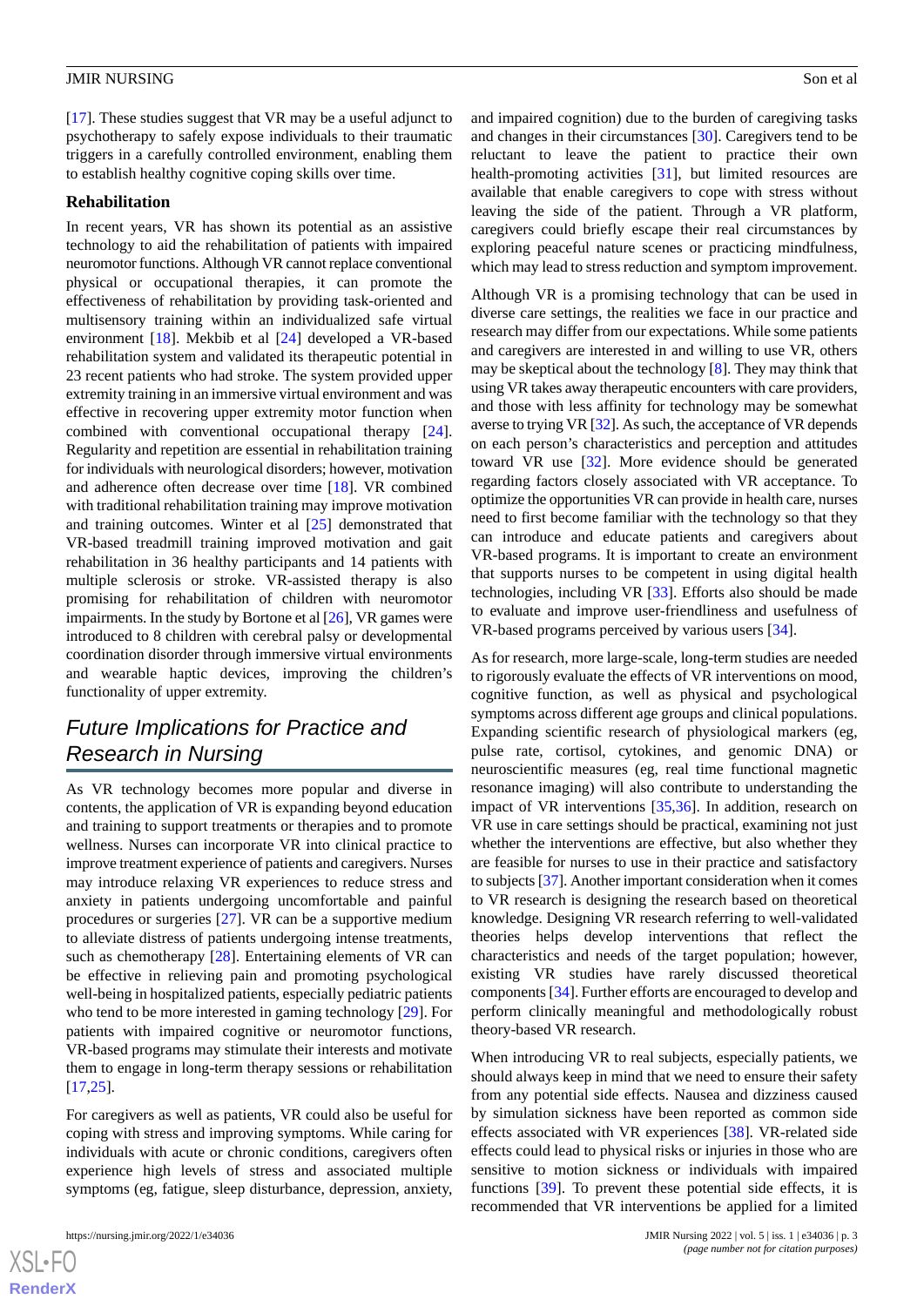[17]. These studies suggest that VR may be a useful adjunct to psychotherapy to safely expose individuals to their traumatic triggers in a carefully controlled environment, enabling them to establish healthy cognitive coping skills over time.

### Rehabilitation

In recent years, VR has shown its potential as an assistive technology to aid the rehabilitation of patients with impaired neuromotor functions. Although VR cannot replace conventional physical or occupational therapies, it can promote the effectiveness of rehabilitation by providing task-oriented and multisensory training within an individualized safe virtual environment [18]. Mekbib et al [24] developed a VR-based rehabilitation system and validated its therapeutic potential in 23 recent patients who had stroke. The system provided upper extremity training in an immersive virtual environment and was effective in recovering upper extremity motor function when combined with conventional occupational therapy [24]. Regularity and repetition are essential in rehabilitation training for individuals with neurological disorders; however, motivation and adherence often decrease over time [18]. VR combined with traditional rehabilitation training may improve motivation and training outcomes. Winter et al [25] demonstrated that VR-based treadmill training improved motivation and gait rehabilitation in 36 healthy participants and 14 patients with multiple sclerosis or stroke. VR-assisted therapy is also promising for rehabilitation of children with neuromotor impairments. In the study by Bortone et al [26], VR games were introduced to 8 children with cerebral palsy or developmental coordination disorder through immersive virtual environments and wearable haptic devices, improving the children's functionality of upper extremity.

## Future Implications for Practice and Research in Nursing

As VR technology becomes more popular and diverse in contents, the application of VR is expanding beyond education and training to support treatments or therapies and to promote wellness. Nurses can incorporate VR into clinical practice to improve treatment experience of patients and caregivers. Nurses may introduce relaxing VR experiences to reduce stress and anxiety in patients undergoing uncomfortable and painful procedures or surgeries [27]. VR can be a supportive medium to alleviate distress of patients undergoing intense treatments, such as chemotherapy [28]. Entertaining elements of VR can be effective in relieving pain and promoting psychological well-being in hospitalized patients, especially pediatric patients who tend to be more interested in gaming technology [29]. For patients with impaired cognitive or neuromotor functions, VR-based programs may stimulate their interests and motivate them to engage in long-term therapy sessions or rehabilitation [17,25].

For caregivers as well as patients, VR could also be useful for coping with stress and improving symptoms. While caring for individuals with acute or chronic conditions, caregivers often experience high levels of stress and associated multiple symptoms (eg, fatigue, sleep disturbance, depression, anxiety, and impaired cognition) due to the burden of caregiving tasks and changes in their circumstances [30]. Caregivers tend to be reluctant to leave the patient to practice their own health-promoting activities [31], but limited resources are available that enable caregivers to cope with stress without leaving the side of the patient. Through a VR platform, caregivers could briefly escape their real circumstances by exploring peaceful nature scenes or practicing mindfulness, which may lead to stress reduction and symptom improvement.

Although VR is a promising technology that can be used in diverse care settings, the realities we face in our practice and research may differ from our expectations. While some patients and caregivers are interested in and willing to use VR, others may be skeptical about the technology [8]. They may think that using VR takes away therapeutic encounters with care providers, and those with less affinity for technology may be somewhat averse to trying VR [32]. As such, the acceptance of VR depends on each person's characteristics and perception and attitudes toward VR use [32]. More evidence should be generated regarding factors closely associated with VR acceptance. To optimize the opportunities VR can provide in health care, nurses need to first become familiar with the technology so that they can introduce and educate patients and caregivers about VR-based programs. It is important to create an environment that supports nurses to be competent in using digital health technologies, including VR [33]. Efforts also should be made to evaluate and improve user-friendliness and usefulness of VR-based programs perceived by various users [34].

As for research, more large-scale, long-term studies are needed to rigorously evaluate the effects of VR interventions on mood, cognitive function, as well as physical and psychological symptoms across different age groups and clinical populations. Expanding scientific research of physiological markers (eg, pulse rate, cortisol, cytokines, and genomic DNA) or neuroscientific measures (eg, real time functional magnetic resonance imaging) will also contribute to understanding the impact of VR interventions [35,36]. In addition, research on VR use in care settings should be practical, examining not just whether the interventions are effective, but also whether they are feasible for nurses to use in their practice and satisfactory to subjects [37]. Another important consideration when it comes to VR research is designing the research based on theoretical knowledge. Designing VR research referring to well-validated theories helps develop interventions that reflect the characteristics and needs of the target population; however, existing VR studies have rarely discussed theoretical components [34]. Further efforts are encouraged to develop and perform clinically meaningful and methodologically robust theory-based VR research.

When introducing VR to real subjects, especially patients, we should always keep in mind that we need to ensure their safety from any potential side effects. Nausea and dizziness caused by simulation sickness have been reported as common side effects associated with VR experiences [38]. VR-related side effects could lead to physical risks or injuries in those who are sensitive to motion sickness or individuals with impaired functions [39]. To prevent these potential side effects, it is recommended that VR interventions be applied for a limited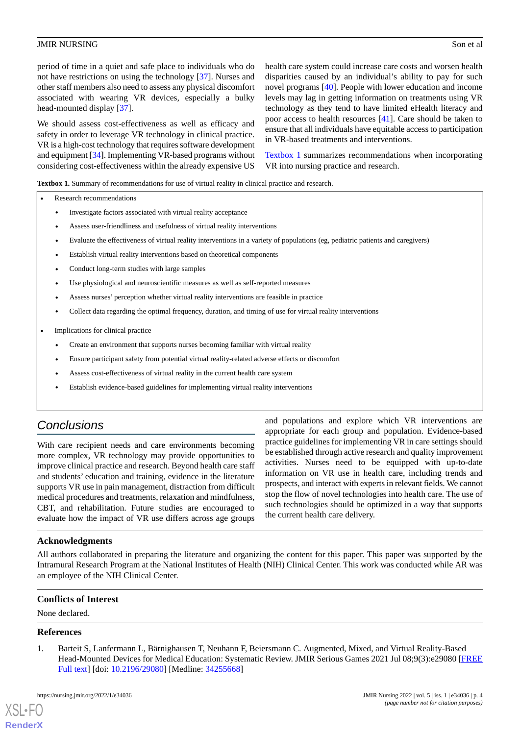period of time in a quiet and safe place to individuals who do not have restrictions on using the technology [37]. Nurses and other staff members also need to assess any physical discomfort associated with wearing VR devices, especially a bulky head-mounted display [37].

We should assess cost-effectiveness as well as efficacy and safety in order to leverage VR technology in clinical practice. VR is a high-cost technology that requires software development and equipment [34]. Implementing VR-based programs without considering cost-effectiveness within the already expensive US health care system could increase care costs and worsen health disparities caused by an individual's ability to pay for such novel programs [40]. People with lower education and income levels may lag in getting information on treatments using VR technology as they tend to have limited eHealth literacy and poor access to health resources [41]. Care should be taken to ensure that all individuals have equitable access to participation in VR-based treatments and interventions.

Textbox 1 summarizes recommendations when incorporating VR into nursing practice and research.

**Textbox 1.** Summary of recommendations for use of virtual reality in clinical practice and research.

- Research recommendations
  - Investigate factors associated with virtual reality acceptance
  - Assess user-friendliness and usefulness of virtual reality interventions
  - Evaluate the effectiveness of virtual reality interventions in a variety of populations (eg, pediatric patients and caregivers)
  - Establish virtual reality interventions based on theoretical components
  - Conduct long-term studies with large samples
  - Use physiological and neuroscientific measures as well as self-reported measures
  - Assess nurses' perception whether virtual reality interventions are feasible in practice
  - Collect data regarding the optimal frequency, duration, and timing of use for virtual reality interventions
- Implications for clinical practice
  - Create an environment that supports nurses becoming familiar with virtual reality
  - Ensure participant safety from potential virtual reality-related adverse effects or discomfort
  - Assess cost-effectiveness of virtual reality in the current health care system
  - Establish evidence-based guidelines for implementing virtual reality interventions

## Conclusions

With care recipient needs and care environments becoming more complex, VR technology may provide opportunities to improve clinical practice and research. Beyond health care staff and students' education and training, evidence in the literature supports VR use in pain management, distraction from difficult medical procedures and treatments, relaxation and mindfulness, CBT, and rehabilitation. Future studies are encouraged to evaluate how the impact of VR use differs across age groups and populations and explore which VR interventions are appropriate for each group and population. Evidence-based practice guidelines for implementing VR in care settings should be established through active research and quality improvement activities. Nurses need to be equipped with up-to-date information on VR use in health care, including trends and prospects, and interact with experts in relevant fields. We cannot stop the flow of novel technologies into health care. The use of such technologies should be optimized in a way that supports the current health care delivery.

### Acknowledgments

All authors collaborated in preparing the literature and organizing the content for this paper. This paper was supported by the Intramural Research Program at the National Institutes of Health (NIH) Clinical Center. This work was conducted while AR was an employee of the NIH Clinical Center.

### Conflicts of Interest

None declared.

### References

1. Barteit S, Lanfermann L, Bärnighausen T, Neuhann F, Beiersmann C. Augmented, Mixed, and Virtual Reality-Based Head-Mounted Devices for Medical Education: Systematic Review. JMIR Serious Games 2021 Jul 08;9(3):e29080 [FREE Full text] [doi: 10.2196/29080] [Medline: 34255668]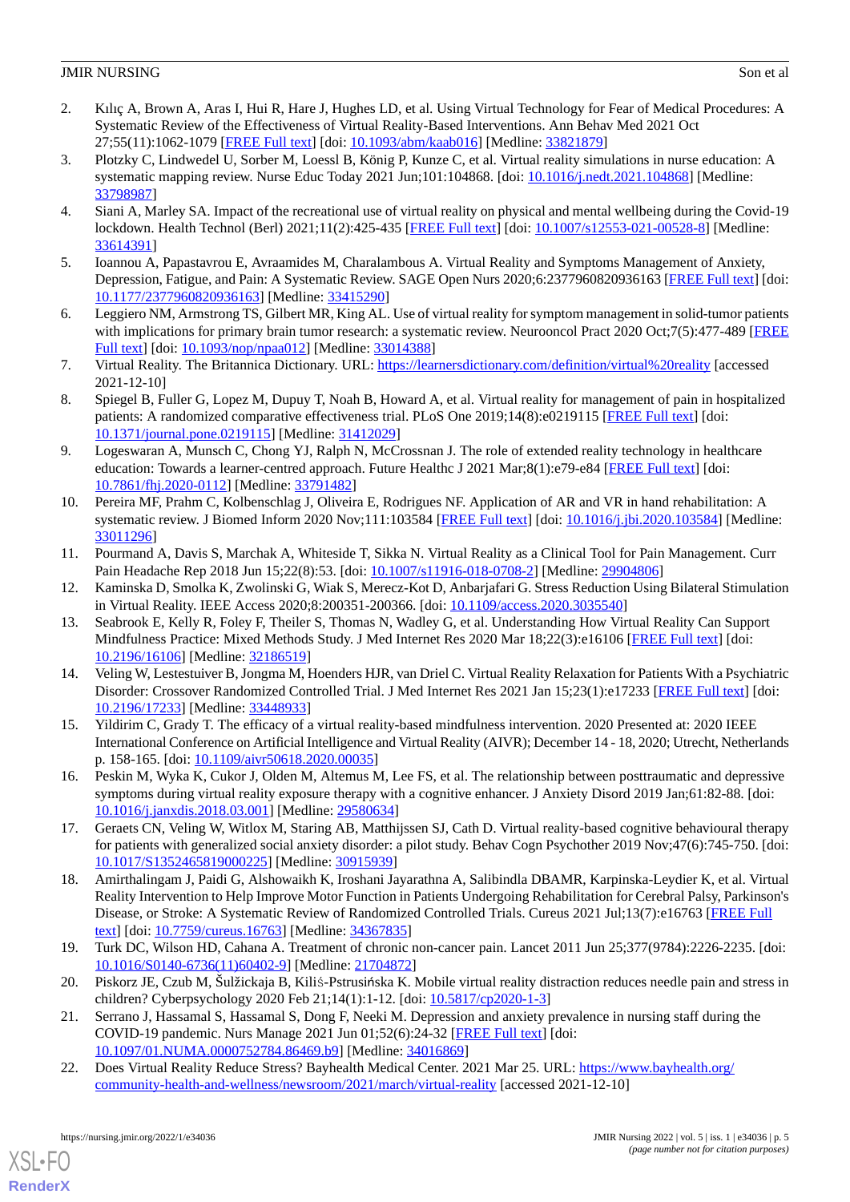2. Kılıç A, Brown A, Aras I, Hui R, Hare J, Hughes LD, et al. Using Virtual Technology for Fear of Medical Procedures: A Systematic Review of the Effectiveness of Virtual Reality-Based Interventions. Ann Behav Med 2021 Oct 27;55(11):1062-1079 [FREE Full text] [doi: 10.1093/abm/kaab016] [Medline: 33821879]
3. Plotzky C, Lindwedel U, Sorber M, Loessl B, König P, Kunze C, et al. Virtual reality simulations in nurse education: A systematic mapping review. Nurse Educ Today 2021 Jun;101:104868. [doi: 10.1016/j.nedt.2021.104868] [Medline: 33798987]
4. Siani A, Marley SA. Impact of the recreational use of virtual reality on physical and mental wellbeing during the Covid-19 lockdown. Health Technol (Berl) 2021;11(2):425-435 [FREE Full text] [doi: 10.1007/s12553-021-00528-8] [Medline: 33614391]
5. Ioannou A, Papastavrou E, Avraamides M, Charalambous A. Virtual Reality and Symptoms Management of Anxiety, Depression, Fatigue, and Pain: A Systematic Review. SAGE Open Nurs 2020;6:2377960820936163 [FREE Full text] [doi: 10.1177/2377960820936163] [Medline: 33415290]
6. Leggiero NM, Armstrong TS, Gilbert MR, King AL. Use of virtual reality for symptom management in solid-tumor patients with implications for primary brain tumor research: a systematic review. Neurooncol Pract 2020 Oct;7(5):477-489 [FREE Full text] [doi: 10.1093/nop/npaa012] [Medline: 33014388]
7. Virtual Reality. The Britannica Dictionary. URL: https://learnersdictionary.com/definition/virtual%20reality [accessed 2021-12-10]
8. Spiegel B, Fuller G, Lopez M, Dupuy T, Noah B, Howard A, et al. Virtual reality for management of pain in hospitalized patients: A randomized comparative effectiveness trial. PLoS One 2019;14(8):e0219115 [FREE Full text] [doi: 10.1371/journal.pone.0219115] [Medline: 31412029]
9. Logeswaran A, Munsch C, Chong YJ, Ralph N, McCrossnan J. The role of extended reality technology in healthcare education: Towards a learner-centred approach. Future Healthc J 2021 Mar;8(1):e79-e84 [FREE Full text] [doi: 10.7861/fhj.2020-0112] [Medline: 33791482]
10. Pereira MF, Prahm C, Kolbenschlag J, Oliveira E, Rodrigues NF. Application of AR and VR in hand rehabilitation: A systematic review. J Biomed Inform 2020 Nov;111:103584 [FREE Full text] [doi: 10.1016/j.jbi.2020.103584] [Medline: 33011296]
11. Pourmand A, Davis S, Marchak A, Whiteside T, Sikka N. Virtual Reality as a Clinical Tool for Pain Management. Curr Pain Headache Rep 2018 Jun 15;22(8):53. [doi: 10.1007/s11916-018-0708-2] [Medline: 29904806]
12. Kaminska D, Smolka K, Zwolinski G, Wiak S, Merecz-Kot D, Anbarjafari G. Stress Reduction Using Bilateral Stimulation in Virtual Reality. IEEE Access 2020;8:200351-200366. [doi: 10.1109/access.2020.3035540]
13. Seabrook E, Kelly R, Foley F, Theiler S, Thomas N, Wadley G, et al. Understanding How Virtual Reality Can Support Mindfulness Practice: Mixed Methods Study. J Med Internet Res 2020 Mar 18;22(3):e16106 [FREE Full text] [doi: 10.2196/16106] [Medline: 32186519]
14. Veling W, Lestestuiver B, Jongma M, Hoenders HJR, van Driel C. Virtual Reality Relaxation for Patients With a Psychiatric Disorder: Crossover Randomized Controlled Trial. J Med Internet Res 2021 Jan 15;23(1):e17233 [FREE Full text] [doi: 10.2196/17233] [Medline: 33448933]
15. Yildirim C, Grady T. The efficacy of a virtual reality-based mindfulness intervention. 2020 Presented at: 2020 IEEE International Conference on Artificial Intelligence and Virtual Reality (AIVR); December 14 - 18, 2020; Utrecht, Netherlands p. 158-165. [doi: 10.1109/aivr50618.2020.00035]
16. Peskin M, Wyka K, Cukor J, Olden M, Altemus M, Lee FS, et al. The relationship between posttraumatic and depressive symptoms during virtual reality exposure therapy with a cognitive enhancer. J Anxiety Disord 2019 Jan;61:82-88. [doi: 10.1016/j.janxdis.2018.03.001] [Medline: 29580634]
17. Geraets CN, Veling W, Witlox M, Staring AB, Matthijssen SJ, Cath D. Virtual reality-based cognitive behavioural therapy for patients with generalized social anxiety disorder: a pilot study. Behav Cogn Psychother 2019 Nov;47(6):745-750. [doi: 10.1017/S1352465819000225] [Medline: 30915939]
18. Amirthalingam J, Paidi G, Alshowaikh K, Iroshani Jayarathna A, Salibindla DBAMR, Karpinska-Leydier K, et al. Virtual Reality Intervention to Help Improve Motor Function in Patients Undergoing Rehabilitation for Cerebral Palsy, Parkinson's Disease, or Stroke: A Systematic Review of Randomized Controlled Trials. Cureus 2021 Jul;13(7):e16763 [FREE Full text] [doi: 10.7759/cureus.16763] [Medline: 34367835]
19. Turk DC, Wilson HD, Cahana A. Treatment of chronic non-cancer pain. Lancet 2011 Jun 25;377(9784):2226-2235. [doi: 10.1016/S0140-6736(11)60402-9] [Medline: 21704872]
20. Piskorz JE, Czub M, Šulžickaja B, Kiliś-Pstrusińska K. Mobile virtual reality distraction reduces needle pain and stress in children? Cyberpsychology 2020 Feb 21;14(1):1-12. [doi: 10.5817/cp2020-1-3]
21. Serrano J, Hassamal S, Hassamal S, Dong F, Neeki M. Depression and anxiety prevalence in nursing staff during the COVID-19 pandemic. Nurs Manage 2021 Jun 01;52(6):24-32 [FREE Full text] [doi: 10.1097/01.NUMA.0000752784.86469.b9] [Medline: 34016869]
22. Does Virtual Reality Reduce Stress? Bayhealth Medical Center. 2021 Mar 25. URL: https://www.bayhealth.org/community-health-and-wellness/newsroom/2021/march/virtual-reality [accessed 2021-12-10]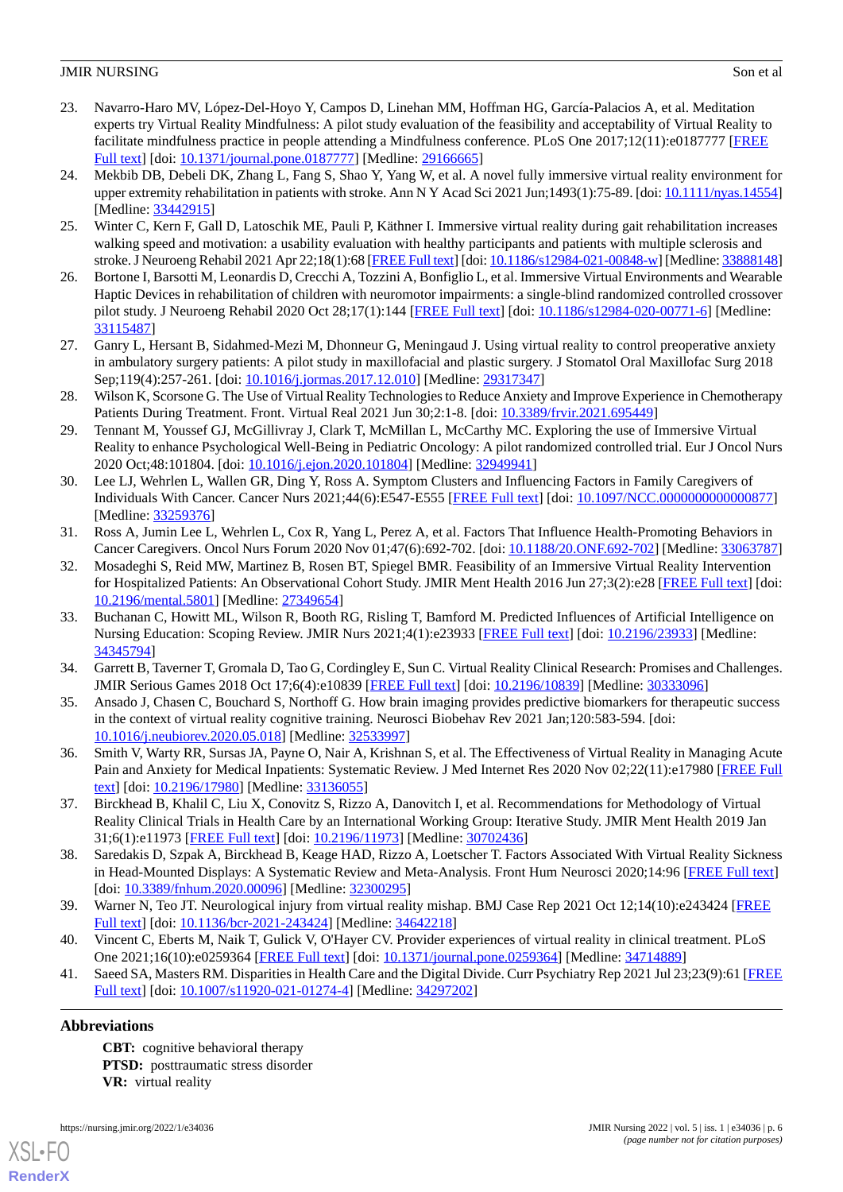23. Navarro-Haro MV, López-Del-Hoyo Y, Campos D, Linehan MM, Hoffman HG, García-Palacios A, et al. Meditation experts try Virtual Reality Mindfulness: A pilot study evaluation of the feasibility and acceptability of Virtual Reality to facilitate mindfulness practice in people attending a Mindfulness conference. PLoS One 2017;12(11):e0187777 [FREE Full text] [doi: 10.1371/journal.pone.0187777] [Medline: 29166665]
24. Mekbib DB, Debeli DK, Zhang L, Fang S, Shao Y, Yang W, et al. A novel fully immersive virtual reality environment for upper extremity rehabilitation in patients with stroke. Ann N Y Acad Sci 2021 Jun;1493(1):75-89. [doi: 10.1111/nyas.14554] [Medline: 33442915]
25. Winter C, Kern F, Gall D, Latoschik ME, Pauli P, Käthner I. Immersive virtual reality during gait rehabilitation increases walking speed and motivation: a usability evaluation with healthy participants and patients with multiple sclerosis and stroke. J Neuroeng Rehabil 2021 Apr 22;18(1):68 [FREE Full text] [doi: 10.1186/s12984-021-00848-w] [Medline: 33888148]
26. Bortone I, Barsotti M, Leonardis D, Crecchi A, Tozzini A, Bonfiglio L, et al. Immersive Virtual Environments and Wearable Haptic Devices in rehabilitation of children with neuromotor impairments: a single-blind randomized controlled crossover pilot study. J Neuroeng Rehabil 2020 Oct 28;17(1):144 [FREE Full text] [doi: 10.1186/s12984-020-00771-6] [Medline: 33115487]
27. Ganry L, Hersant B, Sidahmed-Mezi M, Dhonneur G, Meningaud J. Using virtual reality to control preoperative anxiety in ambulatory surgery patients: A pilot study in maxillofacial and plastic surgery. J Stomatol Oral Maxillofac Surg 2018 Sep;119(4):257-261. [doi: 10.1016/j.jormas.2017.12.010] [Medline: 29317347]
28. Wilson K, Scorsone G. The Use of Virtual Reality Technologies to Reduce Anxiety and Improve Experience in Chemotherapy Patients During Treatment. Front. Virtual Real 2021 Jun 30;2:1-8. [doi: 10.3389/frvir.2021.695449]
29. Tennant M, Youssef GJ, McGillivray J, Clark T, McMillan L, McCarthy MC. Exploring the use of Immersive Virtual Reality to enhance Psychological Well-Being in Pediatric Oncology: A pilot randomized controlled trial. Eur J Oncol Nurs 2020 Oct;48:101804. [doi: 10.1016/j.ejon.2020.101804] [Medline: 32949941]
30. Lee LJ, Wehrlen L, Wallen GR, Ding Y, Ross A. Symptom Clusters and Influencing Factors in Family Caregivers of Individuals With Cancer. Cancer Nurs 2021;44(6):E547-E555 [FREE Full text] [doi: 10.1097/NCC.0000000000000877] [Medline: 33259376]
31. Ross A, Jumin Lee L, Wehrlen L, Cox R, Yang L, Perez A, et al. Factors That Influence Health-Promoting Behaviors in Cancer Caregivers. Oncol Nurs Forum 2020 Nov 01;47(6):692-702. [doi: 10.1188/20.ONF.692-702] [Medline: 33063787]
32. Mosadeghi S, Reid MW, Martinez B, Rosen BT, Spiegel BMR. Feasibility of an Immersive Virtual Reality Intervention for Hospitalized Patients: An Observational Cohort Study. JMIR Ment Health 2016 Jun 27;3(2):e28 [FREE Full text] [doi: 10.2196/mental.5801] [Medline: 27349654]
33. Buchanan C, Howitt ML, Wilson R, Booth RG, Risling T, Bamford M. Predicted Influences of Artificial Intelligence on Nursing Education: Scoping Review. JMIR Nurs 2021;4(1):e23933 [FREE Full text] [doi: 10.2196/23933] [Medline: 34345794]
34. Garrett B, Taverner T, Gromala D, Tao G, Cordingley E, Sun C. Virtual Reality Clinical Research: Promises and Challenges. JMIR Serious Games 2018 Oct 17;6(4):e10839 [FREE Full text] [doi: 10.2196/10839] [Medline: 30333096]
35. Ansado J, Chasen C, Bouchard S, Northoff G. How brain imaging provides predictive biomarkers for therapeutic success in the context of virtual reality cognitive training. Neurosci Biobehav Rev 2021 Jan;120:583-594. [doi: 10.1016/j.neubiorev.2020.05.018] [Medline: 32533997]
36. Smith V, Warty RR, Sursas JA, Payne O, Nair A, Krishnan S, et al. The Effectiveness of Virtual Reality in Managing Acute Pain and Anxiety for Medical Inpatients: Systematic Review. J Med Internet Res 2020 Nov 02;22(11):e17980 [FREE Full text] [doi: 10.2196/17980] [Medline: 33136055]
37. Birckhead B, Khalil C, Liu X, Conovitz S, Rizzo A, Danovitch I, et al. Recommendations for Methodology of Virtual Reality Clinical Trials in Health Care by an International Working Group: Iterative Study. JMIR Ment Health 2019 Jan 31;6(1):e11973 [FREE Full text] [doi: 10.2196/11973] [Medline: 30702436]
38. Saredakis D, Szpak A, Birckhead B, Keage HAD, Rizzo A, Loetscher T. Factors Associated With Virtual Reality Sickness in Head-Mounted Displays: A Systematic Review and Meta-Analysis. Front Hum Neurosci 2020;14:96 [FREE Full text] [doi: 10.3389/fnhum.2020.00096] [Medline: 32300295]
39. Warner N, Teo JT. Neurological injury from virtual reality mishap. BMJ Case Rep 2021 Oct 12;14(10):e243424 [FREE Full text] [doi: 10.1136/bcr-2021-243424] [Medline: 34642218]
40. Vincent C, Eberts M, Naik T, Gulick V, O'Hayer CV. Provider experiences of virtual reality in clinical treatment. PLoS One 2021;16(10):e0259364 [FREE Full text] [doi: 10.1371/journal.pone.0259364] [Medline: 34714889]
41. Saeed SA, Masters RM. Disparities in Health Care and the Digital Divide. Curr Psychiatry Rep 2021 Jul 23;23(9):61 [FREE Full text] [doi: 10.1007/s11920-021-01274-4] [Medline: 34297202]

## Abbreviations

**CBT:** cognitive behavioral therapy
**PTSD:** posttraumatic stress disorder
**VR:** virtual reality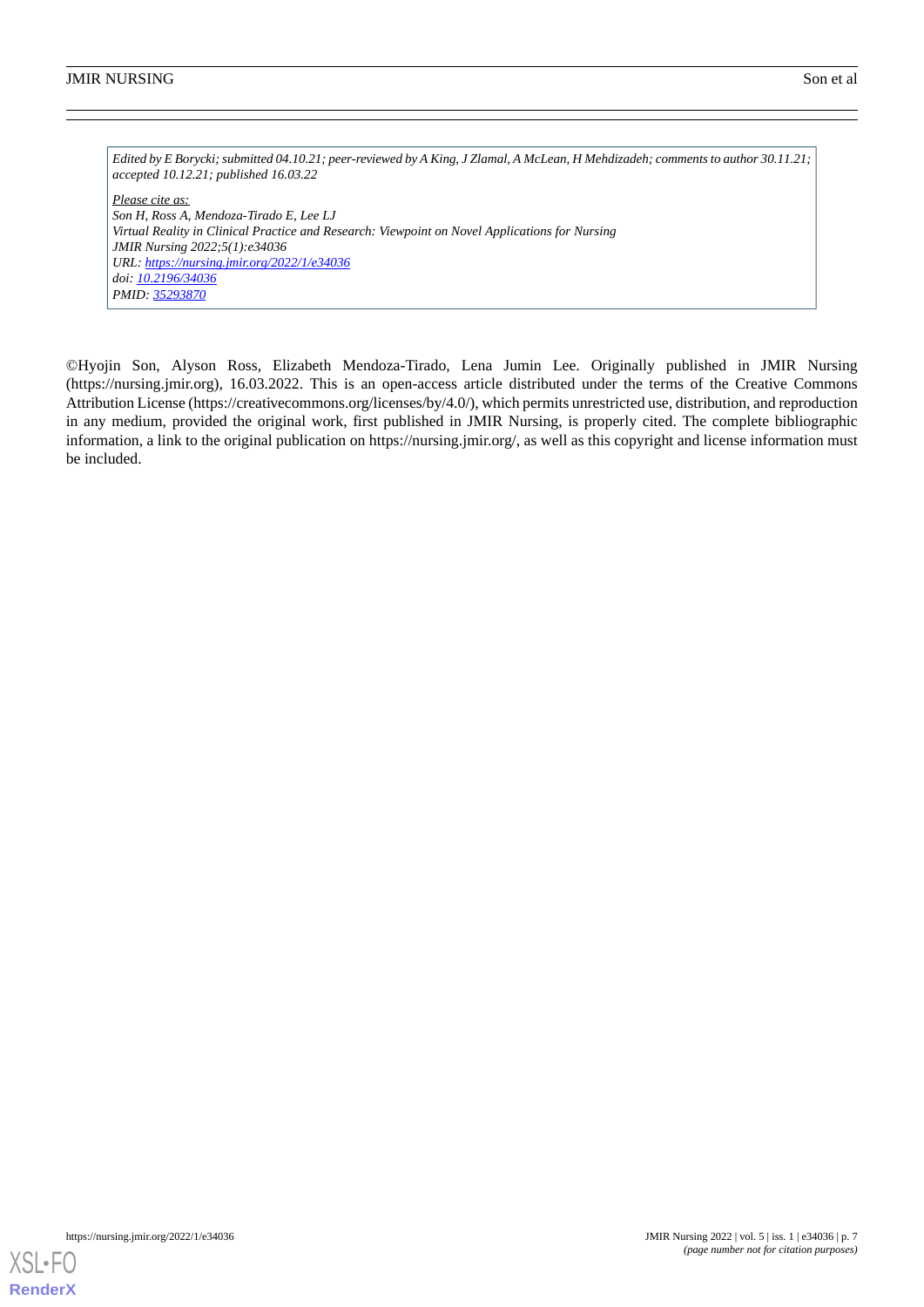*Edited by E Borycki; submitted 04.10.21; peer-reviewed by A King, J Zlamal, A McLean, H Mehdizadeh; comments to author 30.11.21; accepted 10.12.21; published 16.03.22*

*Please cite as:*
*Son H, Ross A, Mendoza-Tirado E, Lee LJ*
*Virtual Reality in Clinical Practice and Research: Viewpoint on Novel Applications for Nursing*
*JMIR Nursing 2022;5(1):e34036*
*URL: https://nursing.jmir.org/2022/1/e34036*
*doi: 10.2196/34036*
*PMID: 35293870*

©Hyojin Son, Alyson Ross, Elizabeth Mendoza-Tirado, Lena Jumin Lee. Originally published in JMIR Nursing (https://nursing.jmir.org), 16.03.2022. This is an open-access article distributed under the terms of the Creative Commons Attribution License (https://creativecommons.org/licenses/by/4.0/), which permits unrestricted use, distribution, and reproduction in any medium, provided the original work, first published in JMIR Nursing, is properly cited. The complete bibliographic information, a link to the original publication on https://nursing.jmir.org/, as well as this copyright and license information must be included.